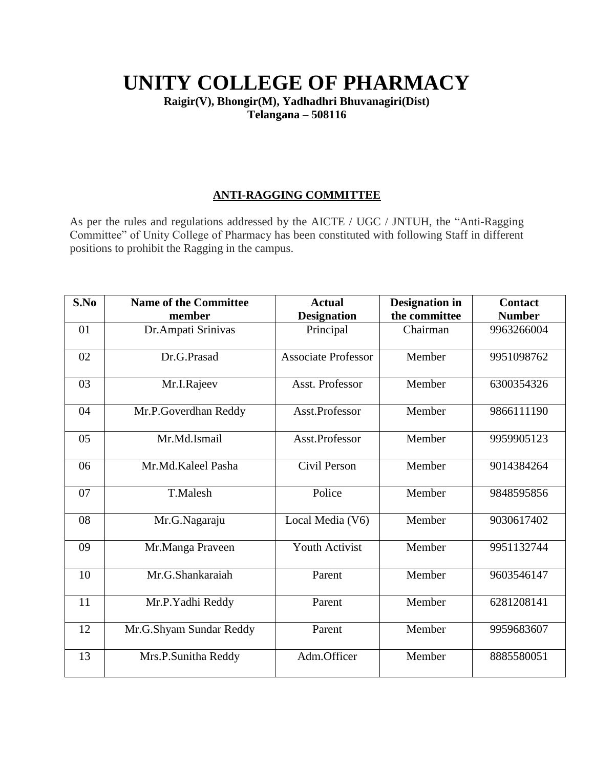# UNITY COLLEGE OF PHARMACY

**Raigir(V), Bhongir(M), Yadhadhri Bhuvanagiri(Dist)**
**Telangana – 508116**

## ANTI-RAGGING COMMITTEE

As per the rules and regulations addressed by the AICTE / UGC / JNTUH, the "Anti-Ragging Committee" of Unity College of Pharmacy has been constituted with following Staff in different positions to prohibit the Ragging in the campus.

| S.No | Name of the Committee member | Actual Designation | Designation in the committee | Contact Number |
|---|---|---|---|---|
| 01 | Dr.Ampati Srinivas | Principal | Chairman | 9963266004 |
| 02 | Dr.G.Prasad | Associate Professor | Member | 9951098762 |
| 03 | Mr.I.Rajeev | Asst. Professor | Member | 6300354326 |
| 04 | Mr.P.Goverdhan Reddy | Asst.Professor | Member | 9866111190 |
| 05 | Mr.Md.Ismail | Asst.Professor | Member | 9959905123 |
| 06 | Mr.Md.Kaleel Pasha | Civil Person | Member | 9014384264 |
| 07 | T.Malesh | Police | Member | 9848595856 |
| 08 | Mr.G.Nagaraju | Local Media (V6) | Member | 9030617402 |
| 09 | Mr.Manga Praveen | Youth Activist | Member | 9951132744 |
| 10 | Mr.G.Shankaraiah | Parent | Member | 9603546147 |
| 11 | Mr.P.Yadhi Reddy | Parent | Member | 6281208141 |
| 12 | Mr.G.Shyam Sundar Reddy | Parent | Member | 9959683607 |
| 13 | Mrs.P.Sunitha Reddy | Adm.Officer | Member | 8885580051 |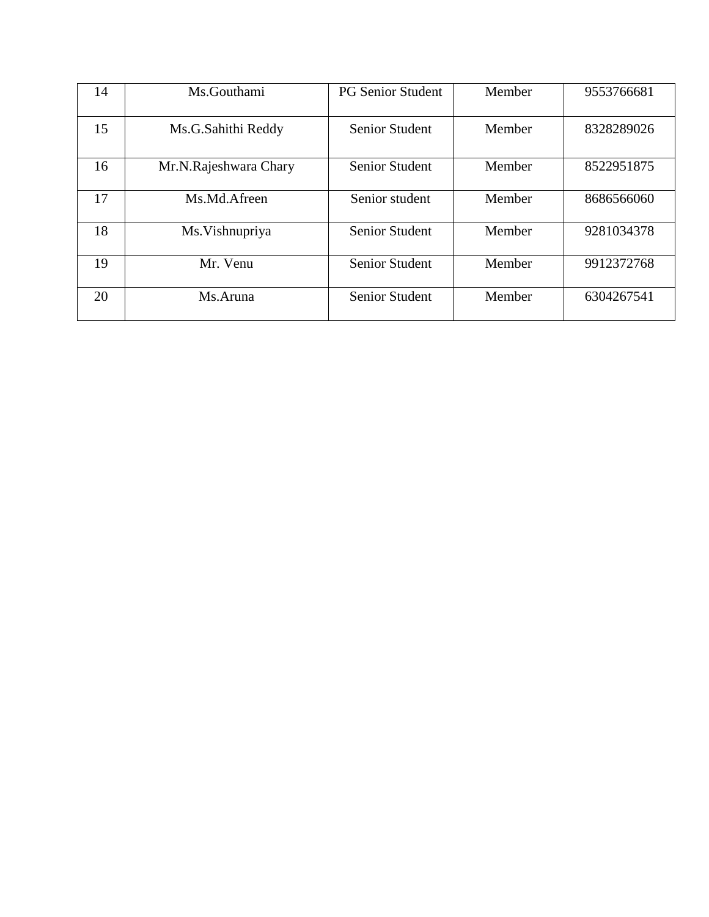| 14 | Ms.Gouthami | PG Senior Student | Member | 9553766681 |
|---|---|---|---|---|
| 15 | Ms.G.Sahithi Reddy | Senior Student | Member | 8328289026 |
| 16 | Mr.N.Rajeshwara Chary | Senior Student | Member | 8522951875 |
| 17 | Ms.Md.Afreen | Senior student | Member | 8686566060 |
| 18 | Ms.Vishnupriya | Senior Student | Member | 9281034378 |
| 19 | Mr. Venu | Senior Student | Member | 9912372768 |
| 20 | Ms.Aruna | Senior Student | Member | 6304267541 |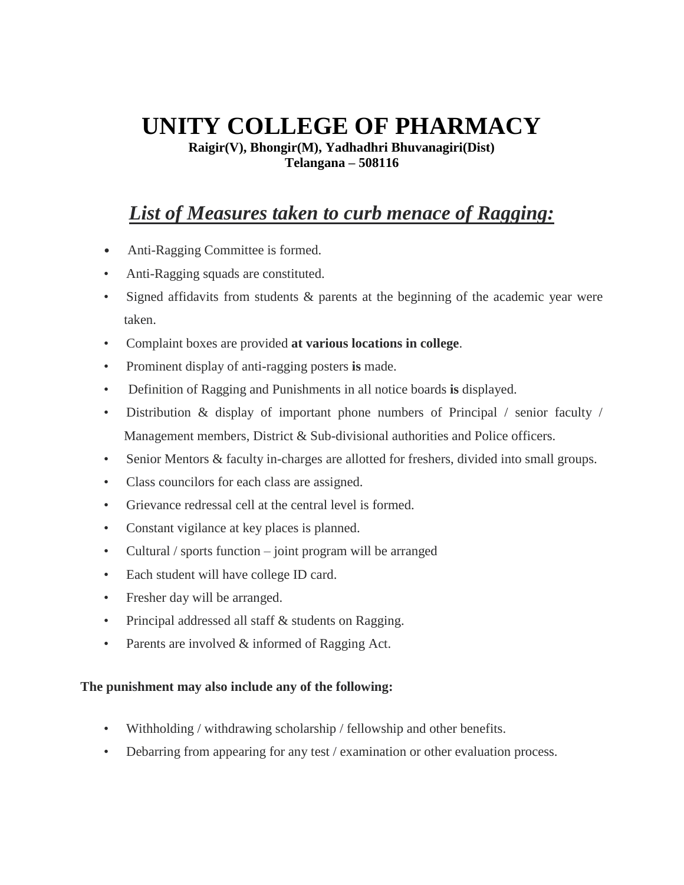# UNITY COLLEGE OF PHARMACY

**Raigir(V), Bhongir(M), Yadhadhri Bhuvanagiri(Dist)**
**Telangana – 508116**

## ***List of Measures taken to curb menace of Ragging:***

- Anti-Ragging Committee is formed.
- Anti-Ragging squads are constituted.
- Signed affidavits from students & parents at the beginning of the academic year were taken.
- Complaint boxes are provided **at various locations in college**.
- Prominent display of anti-ragging posters **is** made.
- Definition of Ragging and Punishments in all notice boards **is** displayed.
- Distribution & display of important phone numbers of Principal / senior faculty / Management members, District & Sub-divisional authorities and Police officers.
- Senior Mentors & faculty in-charges are allotted for freshers, divided into small groups.
- Class councilors for each class are assigned.
- Grievance redressal cell at the central level is formed.
- Constant vigilance at key places is planned.
- Cultural / sports function – joint program will be arranged
- Each student will have college ID card.
- Fresher day will be arranged.
- Principal addressed all staff & students on Ragging.
- Parents are involved & informed of Ragging Act.

**The punishment may also include any of the following:**

- Withholding / withdrawing scholarship / fellowship and other benefits.
- Debarring from appearing for any test / examination or other evaluation process.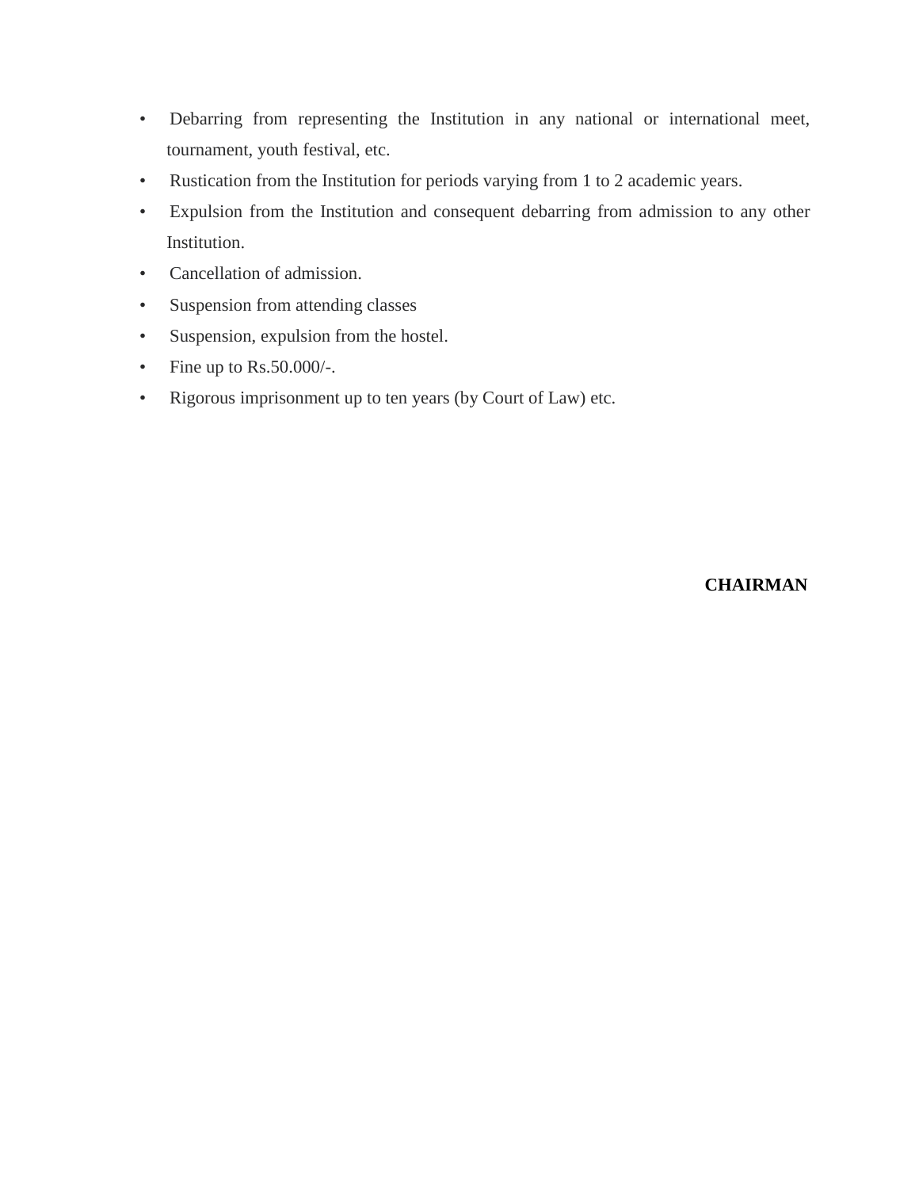- Debarring from representing the Institution in any national or international meet, tournament, youth festival, etc.
- Rustication from the Institution for periods varying from 1 to 2 academic years.
- Expulsion from the Institution and consequent debarring from admission to any other Institution.
- Cancellation of admission.
- Suspension from attending classes
- Suspension, expulsion from the hostel.
- Fine up to Rs.50.000/-.
- Rigorous imprisonment up to ten years (by Court of Law) etc.

**CHAIRMAN**